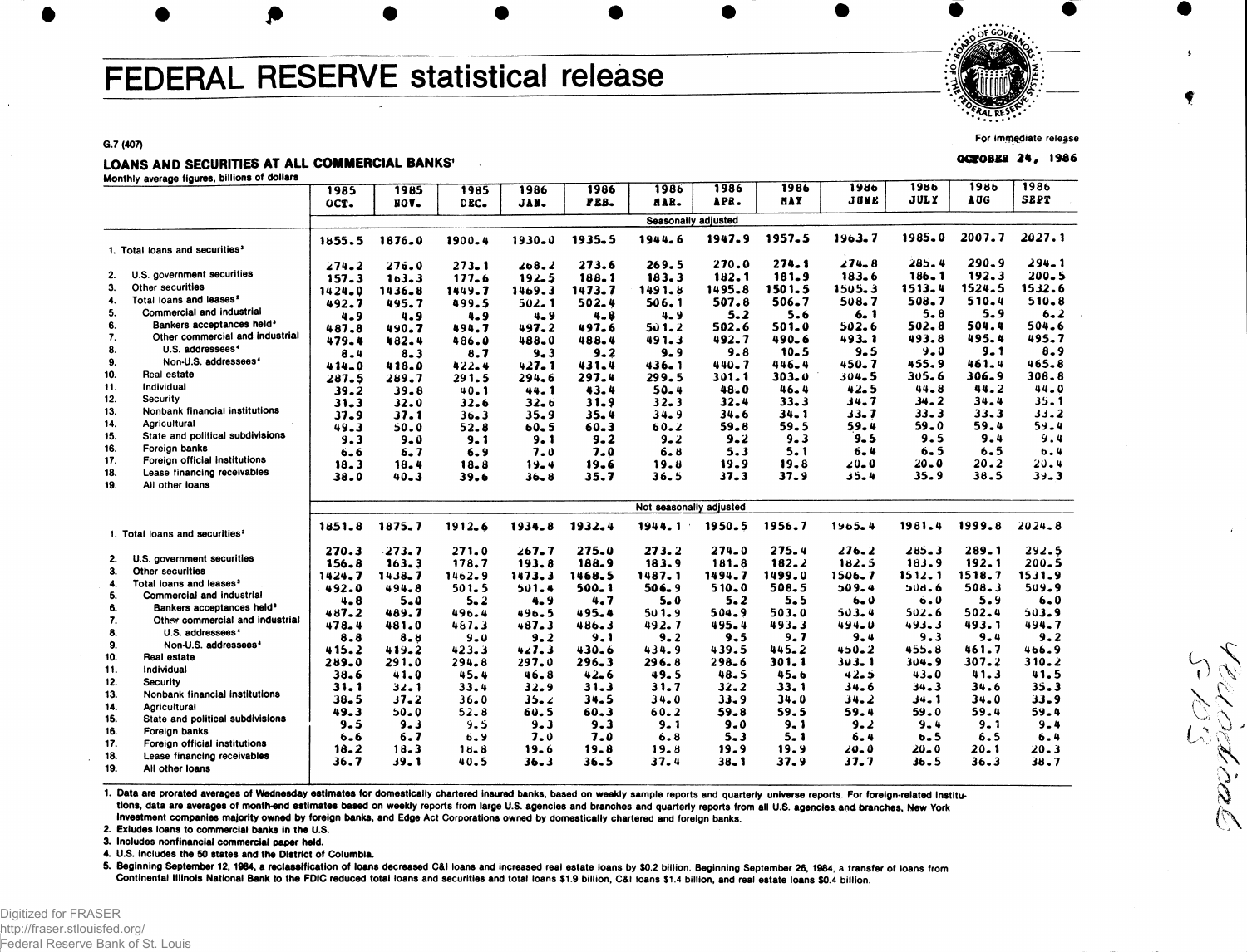# FEDERAL RESERVE statistical release

G.7 (407)

For immediate release

OCTOBER 24, 1986

## LOANS AND SECURITIES AT ALL COMMERCIAL BANKS[1]

Monthly average figures, billions of dollars

| | 1985 OCT. | 1985 NOV. | 1985 DEC. | 1986 JAN. | 1986 FEB. | 1986 MAR. | 1986 APR. | 1986 MAY | 1986 JUNE | 1986 JULY | 1986 AUG | 1986 SEPT |
|---|---|---|---|---|---|---|---|---|---|---|---|---|
| | **Seasonally adjusted** | | | | | | | | | | | |
| 1. Total loans and securities[2] | 1855.5 | 1876.0 | 1900.4 | 1930.0 | 1935.5 | 1944.6 | 1947.9 | 1957.5 | 1963.7 | 1985.0 | 2007.7 | 2027.1 |
| 2. U.S. government securities | 274.2 | 276.0 | 273.1 | 268.2 | 273.6 | 269.5 | 270.0 | 274.1 | 274.8 | 285.4 | 290.9 | 294.1 |
| 3. Other securities | 157.3 | 163.3 | 177.6 | 192.5 | 188.1 | 183.3 | 182.1 | 181.9 | 183.6 | 186.1 | 192.3 | 200.5 |
| 4. Total loans and leases[2] | 1424.0 | 1436.8 | 1449.7 | 1469.3 | 1473.7 | 1491.8 | 1495.8 | 1501.5 | 1505.3 | 1513.4 | 1524.5 | 1532.6 |
| 5. Commercial and industrial | 492.7 | 495.7 | 499.5 | 502.1 | 502.4 | 506.1 | 507.8 | 506.7 | 508.7 | 508.7 | 510.4 | 510.8 |
| 6. Bankers acceptances held[3] | 4.9 | 4.9 | 4.9 | 4.9 | 4.8 | 4.9 | 5.2 | 5.6 | 6.1 | 5.8 | 5.9 | 6.2 |
| 7. Other commercial and industrial | 487.8 | 490.7 | 494.7 | 497.2 | 497.6 | 501.2 | 502.6 | 501.0 | 502.6 | 502.8 | 504.4 | 504.6 |
| 8. U.S. addressees[4] | 479.4 | 482.4 | 486.0 | 488.0 | 488.4 | 491.3 | 492.7 | 490.6 | 493.1 | 493.8 | 495.4 | 495.7 |
| 9. Non-U.S. addressees[4] | 8.4 | 8.3 | 8.7 | 9.3 | 9.2 | 9.9 | 9.8 | 10.5 | 9.5 | 9.0 | 9.1 | 8.9 |
| 10. Real estate | 414.0 | 418.0 | 422.4 | 427.1 | 431.4 | 436.1 | 440.7 | 446.4 | 450.7 | 455.9 | 461.4 | 465.8 |
| 11. Individual | 287.5 | 289.7 | 291.5 | 294.6 | 297.4 | 299.5 | 301.1 | 303.0 | 304.5 | 305.6 | 306.9 | 308.8 |
| 12. Security | 39.2 | 39.8 | 40.1 | 44.1 | 43.4 | 50.4 | 48.0 | 46.4 | 42.5 | 44.8 | 44.2 | 44.0 |
| 13. Nonbank financial institutions | 31.3 | 32.0 | 32.6 | 32.6 | 31.9 | 32.3 | 32.4 | 33.3 | 34.7 | 34.2 | 34.4 | 35.1 |
| 14. Agricultural | 37.9 | 37.1 | 36.3 | 35.9 | 35.4 | 34.9 | 34.6 | 34.1 | 33.7 | 33.3 | 33.3 | 33.2 |
| 15. State and political subdivisions | 49.3 | 50.0 | 52.8 | 60.5 | 60.3 | 60.2 | 59.8 | 59.5 | 59.4 | 59.0 | 59.4 | 59.4 |
| 16. Foreign banks | 9.3 | 9.0 | 9.1 | 9.1 | 9.2 | 9.2 | 9.2 | 9.3 | 9.5 | 9.5 | 9.4 | 9.4 |
| 17. Foreign official institutions | 6.6 | 6.7 | 6.9 | 7.0 | 7.0 | 6.8 | 5.3 | 5.1 | 6.4 | 6.5 | 6.5 | 6.4 |
| 18. Lease financing receivables | 18.3 | 18.4 | 18.8 | 19.4 | 19.6 | 19.8 | 19.9 | 19.8 | 20.0 | 20.0 | 20.2 | 20.4 |
| 19. All other loans | 38.0 | 40.3 | 39.6 | 36.8 | 35.7 | 36.5 | 37.3 | 37.9 | 35.4 | 35.9 | 38.5 | 39.3 |
| | **Not seasonally adjusted** | | | | | | | | | | | |
| 1. Total loans and securities[2] | 1851.8 | 1875.7 | 1912.6 | 1934.8 | 1932.4 | 1944.1 | 1950.5 | 1956.7 | 1965.4 | 1981.4 | 1999.8 | 2024.8 |
| 2. U.S. government securities | 270.3 | 273.7 | 271.0 | 267.7 | 275.0 | 273.2 | 274.0 | 275.4 | 276.2 | 285.3 | 289.1 | 292.5 |
| 3. Other securities | 156.8 | 163.3 | 178.7 | 193.8 | 188.9 | 183.9 | 181.8 | 182.2 | 182.5 | 183.9 | 192.1 | 200.5 |
| 4. Total loans and leases[2] | 1424.7 | 1438.7 | 1462.9 | 1473.3 | 1468.5 | 1487.1 | 1494.7 | 1499.0 | 1506.7 | 1512.1 | 1518.7 | 1531.9 |
| 5. Commercial and industrial | 492.0 | 494.8 | 501.5 | 501.4 | 500.1 | 506.9 | 510.0 | 508.5 | 509.4 | 508.6 | 508.3 | 509.9 |
| 6. Bankers acceptances held[3] | 4.8 | 5.0 | 5.2 | 4.9 | 4.7 | 5.0 | 5.2 | 5.5 | 6.0 | 6.0 | 5.9 | 6.0 |
| 7. Other commercial and industrial | 487.2 | 489.7 | 496.4 | 496.5 | 495.4 | 501.9 | 504.9 | 503.0 | 503.4 | 502.6 | 502.4 | 503.9 |
| 8. U.S. addressees[4] | 478.4 | 481.0 | 487.3 | 487.3 | 486.3 | 492.7 | 495.4 | 493.3 | 494.0 | 493.3 | 493.1 | 494.7 |
| 9. Non-U.S. addressees[4] | 8.8 | 8.8 | 9.0 | 9.2 | 9.1 | 9.2 | 9.5 | 9.7 | 9.4 | 9.3 | 9.4 | 9.2 |
| 10. Real estate | 415.2 | 419.2 | 423.3 | 427.3 | 430.6 | 434.9 | 439.5 | 445.2 | 450.2 | 455.8 | 461.7 | 466.9 |
| 11. Individual | 289.0 | 291.0 | 294.8 | 297.0 | 296.3 | 296.8 | 298.6 | 301.1 | 303.1 | 304.9 | 307.2 | 310.2 |
| 12. Security | 38.6 | 41.0 | 45.4 | 46.8 | 42.6 | 49.5 | 48.5 | 45.6 | 42.5 | 43.0 | 41.3 | 41.5 |
| 13. Nonbank financial institutions | 31.1 | 32.1 | 33.4 | 32.9 | 31.3 | 31.7 | 32.2 | 33.1 | 34.6 | 34.3 | 34.6 | 35.3 |
| 14. Agricultural | 38.5 | 37.2 | 36.0 | 35.2 | 34.5 | 34.0 | 33.9 | 34.0 | 34.2 | 34.1 | 34.0 | 33.9 |
| 15. State and political subdivisions | 49.3 | 50.0 | 52.8 | 60.5 | 60.3 | 60.2 | 59.8 | 59.5 | 59.4 | 59.0 | 59.4 | 59.4 |
| 16. Foreign banks | 9.5 | 9.3 | 9.5 | 9.3 | 9.3 | 9.1 | 9.0 | 9.1 | 9.2 | 9.4 | 9.1 | 9.4 |
| 17. Foreign official institutions | 6.6 | 6.7 | 6.9 | 7.0 | 7.0 | 6.8 | 5.3 | 5.1 | 6.4 | 6.5 | 6.5 | 6.4 |
| 18. Lease financing receivables | 18.2 | 18.3 | 18.8 | 19.6 | 19.8 | 19.8 | 19.9 | 19.9 | 20.0 | 20.0 | 20.1 | 20.3 |
| 19. All other loans | 36.7 | 39.1 | 40.5 | 36.3 | 36.5 | 37.4 | 38.1 | 37.9 | 37.7 | 36.5 | 36.3 | 38.7 |

1. Data are prorated averages of Wednesday estimates for domestically chartered insured banks, based on weekly sample reports and quarterly universe reports. For foreign-related institutions, data are averages of month-end estimates based on weekly reports from large U.S. agencies and branches and quarterly reports from all U.S. agencies and branches, New York Investment companies majority owned by foreign banks, and Edge Act Corporations owned by domestically chartered and foreign banks.
2. Exludes loans to commercial banks in the U.S.
3. Includes nonfinancial commercial paper held.
4. U.S. includes the 50 states and the District of Columbia.
5. Beginning September 12, 1984, a reclassification of loans decreased C&I loans and increased real estate loans by $0.2 billion. Beginning September 26, 1984, a transfer of loans from Continental Illinois National Bank to the FDIC reduced total loans and securities and total loans $1.9 billion, C&I loans $1.4 billion, and real estate loans $0.4 billion.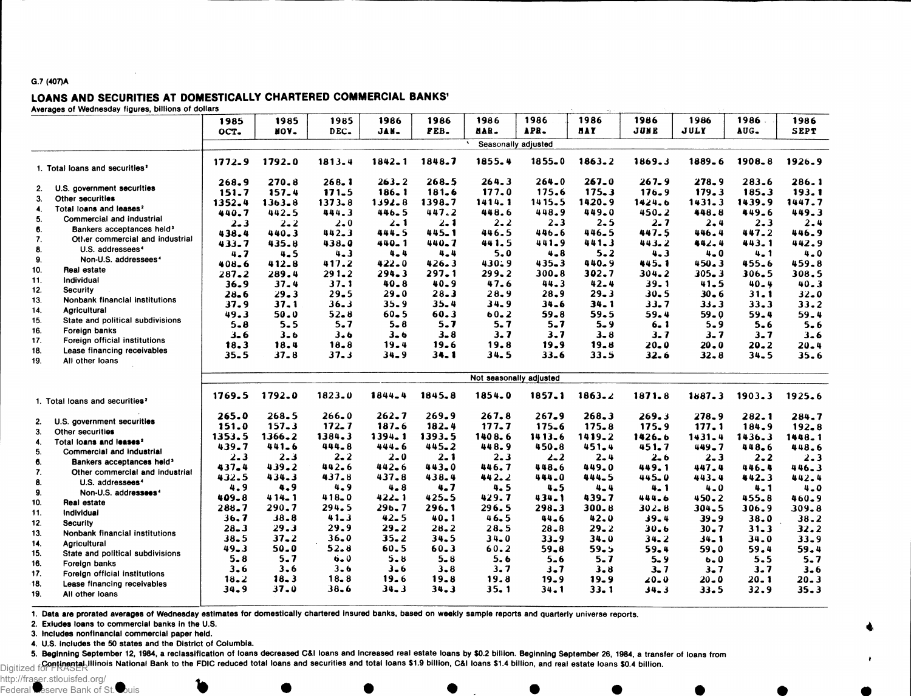G.7 (407)A

## LOANS AND SECURITIES AT DOMESTICALLY CHARTERED COMMERCIAL BANKS[1]

Averages of Wednesday figures, billions of dollars

| | 1985 OCT. | 1985 NOV. | 1985 DEC. | 1986 JAN. | 1986 FEB. | 1986 MAR. | 1986 APR. | 1986 MAY | 1986 JUNE | 1986 JULY | 1986 AUG. | 1986 SEPT |
|---|---|---|---|---|---|---|---|---|---|---|---|---|
| | Seasonally adjusted | | | | | | | | | | | |
| 1. Total loans and securities[2] | 1772.9 | 1792.0 | 1813.4 | 1842.1 | 1848.7 | 1855.4 | 1855.0 | 1863.2 | 1869.3 | 1889.6 | 1908.8 | 1926.9 |
| 2. U.S. government securities | 268.9 | 270.8 | 268.1 | 263.2 | 268.5 | 264.3 | 264.0 | 267.0 | 267.9 | 278.9 | 283.6 | 286.1 |
| 3. Other securities | 151.7 | 157.4 | 171.5 | 186.1 | 181.6 | 177.0 | 175.6 | 175.3 | 176.9 | 179.3 | 185.3 | 193.1 |
| 4. Total loans and leases[2] | 1352.4 | 1363.8 | 1373.8 | 1392.8 | 1398.7 | 1414.1 | 1415.5 | 1420.9 | 1424.6 | 1431.3 | 1439.9 | 1447.7 |
| 5. Commercial and industrial | 440.7 | 442.5 | 444.3 | 446.5 | 447.2 | 448.6 | 448.9 | 449.0 | 450.2 | 448.8 | 449.6 | 449.3 |
| 6. Bankers acceptances held[3] | 2.3 | 2.2 | 2.0 | 2.1 | 2.1 | 2.2 | 2.3 | 2.5 | 2.7 | 2.4 | 2.3 | 2.4 |
| 7. Other commercial and industrial | 438.4 | 440.3 | 442.3 | 444.5 | 445.1 | 446.5 | 446.6 | 446.5 | 447.5 | 446.4 | 447.2 | 446.9 |
| 8. U.S. addressees[4] | 433.7 | 435.8 | 438.0 | 440.1 | 440.7 | 441.5 | 441.9 | 441.3 | 443.2 | 442.4 | 443.1 | 442.9 |
| 9. Non-U.S. addressees[4] | 4.7 | 4.5 | 4.3 | 4.4 | 4.4 | 5.0 | 4.8 | 5.2 | 4.3 | 4.0 | 4.1 | 4.0 |
| 10. Real estate | 408.6 | 412.8 | 417.2 | 422.0 | 426.3 | 430.9 | 435.3 | 440.9 | 445.1 | 450.3 | 455.6 | 459.8 |
| 11. Individual | 287.2 | 289.4 | 291.2 | 294.3 | 297.1 | 299.2 | 300.8 | 302.7 | 304.2 | 305.3 | 306.5 | 308.5 |
| 12. Security | 36.9 | 37.4 | 37.1 | 40.8 | 40.9 | 47.6 | 44.3 | 42.4 | 39.1 | 41.5 | 40.4 | 40.3 |
| 13. Nonbank financial institutions | 28.6 | 29.3 | 29.5 | 29.0 | 28.3 | 28.9 | 28.9 | 29.3 | 30.5 | 30.6 | 31.1 | 32.0 |
| 14. Agricultural | 37.9 | 37.1 | 36.3 | 35.9 | 35.4 | 34.9 | 34.6 | 34.1 | 33.7 | 33.3 | 33.3 | 33.2 |
| 15. State and political subdivisions | 49.3 | 50.0 | 52.8 | 60.5 | 60.3 | 60.2 | 59.8 | 59.5 | 59.4 | 59.0 | 59.4 | 59.4 |
| 16. Foreign banks | 5.8 | 5.5 | 5.7 | 5.8 | 5.7 | 5.7 | 5.7 | 5.9 | 6.1 | 5.9 | 5.6 | 5.6 |
| 17. Foreign official institutions | 3.6 | 3.6 | 3.6 | 3.6 | 3.8 | 3.7 | 3.7 | 3.8 | 3.7 | 3.7 | 3.7 | 3.6 |
| 18. Lease financing receivables | 18.3 | 18.4 | 18.8 | 19.4 | 19.6 | 19.8 | 19.9 | 19.8 | 20.0 | 20.0 | 20.2 | 20.4 |
| 19. All other loans | 35.5 | 37.8 | 37.3 | 34.9 | 34.1 | 34.5 | 33.6 | 33.5 | 32.6 | 32.8 | 34.5 | 35.6 |
| | Not seasonally adjusted | | | | | | | | | | | |
| 1. Total loans and securities[2] | 1769.5 | 1792.0 | 1823.0 | 1844.4 | 1845.8 | 1854.0 | 1857.1 | 1863.2 | 1871.8 | 1887.3 | 1903.3 | 1925.6 |
| 2. U.S. government securities | 265.0 | 268.5 | 266.0 | 262.7 | 269.9 | 267.8 | 267.9 | 268.3 | 269.3 | 278.9 | 282.1 | 284.7 |
| 3. Other securities | 151.0 | 157.3 | 172.7 | 187.6 | 182.4 | 177.7 | 175.6 | 175.8 | 175.9 | 177.1 | 184.9 | 192.8 |
| 4. Total loans and leases[2] | 1353.5 | 1366.2 | 1384.3 | 1394.1 | 1393.5 | 1408.6 | 1413.6 | 1419.2 | 1426.6 | 1431.4 | 1436.3 | 1448.1 |
| 5. Commercial and industrial | 439.7 | 441.6 | 444.8 | 444.6 | 445.2 | 448.9 | 450.8 | 451.4 | 451.7 | 449.7 | 448.6 | 448.6 |
| 6. Bankers acceptances held[3] | 2.3 | 2.3 | 2.2 | 2.0 | 2.1 | 2.3 | 2.2 | 2.4 | 2.6 | 2.3 | 2.2 | 2.3 |
| 7. Other commercial and industrial | 437.4 | 439.2 | 442.6 | 442.6 | 443.0 | 446.7 | 448.6 | 449.0 | 449.1 | 447.4 | 446.4 | 446.3 |
| 8. U.S. addressees[4] | 432.5 | 434.3 | 437.8 | 437.8 | 438.4 | 442.2 | 444.0 | 444.5 | 445.0 | 443.4 | 442.3 | 442.4 |
| 9. Non-U.S. addressees[4] | 4.9 | 4.9 | 4.9 | 4.8 | 4.7 | 4.5 | 4.5 | 4.4 | 4.1 | 4.0 | 4.1 | 4.0 |
| 10. Real estate | 409.8 | 414.1 | 418.0 | 422.1 | 425.5 | 429.7 | 434.1 | 439.7 | 444.6 | 450.2 | 455.8 | 460.9 |
| 11. Individual | 288.7 | 290.7 | 294.5 | 296.7 | 296.1 | 296.5 | 298.3 | 300.8 | 302.8 | 304.5 | 306.9 | 309.8 |
| 12. Security | 36.7 | 38.8 | 41.3 | 42.5 | 40.1 | 46.5 | 44.6 | 42.0 | 39.4 | 39.9 | 38.0 | 38.2 |
| 13. Nonbank financial institutions | 28.3 | 29.3 | 29.9 | 29.2 | 28.2 | 28.5 | 28.8 | 29.2 | 30.6 | 30.7 | 31.3 | 32.2 |
| 14. Agricultural | 38.5 | 37.2 | 36.0 | 35.2 | 34.5 | 34.0 | 33.9 | 34.0 | 34.2 | 34.1 | 34.0 | 33.9 |
| 15. State and political subdivisions | 49.3 | 50.0 | 52.8 | 60.5 | 60.3 | 60.2 | 59.8 | 59.5 | 59.4 | 59.0 | 59.4 | 59.4 |
| 16. Foreign banks | 5.8 | 5.7 | 6.0 | 5.8 | 5.8 | 5.6 | 5.6 | 5.7 | 5.9 | 6.0 | 5.5 | 5.7 |
| 17. Foreign official institutions | 3.6 | 3.6 | 3.6 | 3.6 | 3.8 | 3.7 | 3.7 | 3.8 | 3.7 | 3.7 | 3.7 | 3.6 |
| 18. Lease financing receivables | 18.2 | 18.3 | 18.8 | 19.6 | 19.8 | 19.8 | 19.9 | 19.9 | 20.0 | 20.0 | 20.1 | 20.3 |
| 19. All other loans | 34.9 | 37.0 | 38.6 | 34.3 | 34.3 | 35.1 | 34.1 | 33.1 | 34.3 | 33.5 | 32.9 | 35.3 |

1. Data are prorated averages of Wednesday estimates for domestically chartered insured banks, based on weekly sample reports and quarterly universe reports.
2. Exludes loans to commercial banks in the U.S.
3. Includes nonfinancial commercial paper held.
4. U.S. includes the 50 states and the District of Columbia.
5. Beginning September 12, 1984, a reclassification of loans decreased C&I loans and increased real estate loans by $0.2 billion. Beginning September 26, 1984, a transfer of loans from Continental Illinois National Bank to the FDIC reduced total loans and securities and total loans $1.9 billion, C&I loans $1.4 billion, and real estate loans $0.4 billion.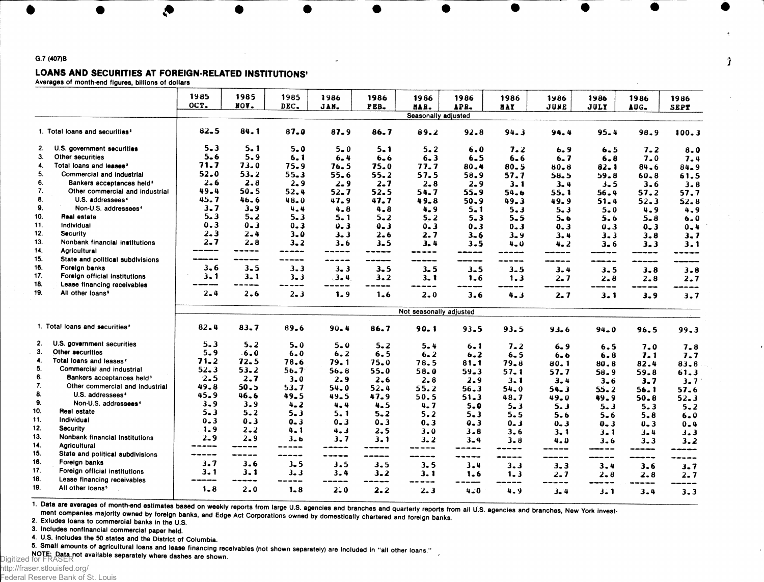G.7 (407)B

## LOANS AND SECURITIES AT FOREIGN-RELATED INSTITUTIONS[1]

Averages of month-end figures, billions of dollars

| | 1985 OCT. | 1985 NOV. | 1985 DEC. | 1986 JAN. | 1986 FEB. | 1986 MAR. | 1986 APR. | 1986 MAY | 1986 JUNE | 1986 JULY | 1986 AUG. | 1986 SEPT |
|---|---|---|---|---|---|---|---|---|---|---|---|---|
| | Seasonally adjusted | | | | | | | | | | | |
| 1. Total loans and securities[2] | 82.5 | 84.1 | 87.0 | 87.9 | 86.7 | 89.2 | 92.8 | 94.3 | 94.4 | 95.4 | 98.9 | 100.3 |
| 2. U.S. government securities | 5.3 | 5.1 | 5.0 | 5.0 | 5.1 | 5.2 | 6.0 | 7.2 | 6.9 | 6.5 | 7.2 | 8.0 |
| 3. Other securities | 5.6 | 5.9 | 6.1 | 6.4 | 6.6 | 6.3 | 6.5 | 6.6 | 6.7 | 6.8 | 7.0 | 7.4 |
| 4. Total loans and leases[2] | 71.7 | 73.0 | 75.9 | 76.5 | 75.0 | 77.7 | 80.4 | 80.5 | 80.8 | 82.1 | 84.6 | 84.9 |
| 5. Commercial and industrial | 52.0 | 53.2 | 55.3 | 55.6 | 55.2 | 57.5 | 58.9 | 57.7 | 58.5 | 59.8 | 60.8 | 61.5 |
| 6. Bankers acceptances held[3] | 2.6 | 2.8 | 2.9 | 2.9 | 2.7 | 2.8 | 2.9 | 3.1 | 3.4 | 3.5 | 3.6 | 3.8 |
| 7. Other commercial and industrial | 49.4 | 50.5 | 52.4 | 52.7 | 52.5 | 54.7 | 55.9 | 54.6 | 55.1 | 56.4 | 57.2 | 57.7 |
| 8. U.S. addressees[4] | 45.7 | 46.6 | 48.0 | 47.9 | 47.7 | 49.8 | 50.9 | 49.3 | 49.9 | 51.4 | 52.3 | 52.8 |
| 9. Non-U.S. addressees[4] | 3.7 | 3.9 | 4.4 | 4.8 | 4.8 | 4.9 | 5.1 | 5.3 | 5.3 | 5.0 | 4.9 | 4.9 |
| 10. Real estate | 5.3 | 5.2 | 5.3 | 5.1 | 5.2 | 5.2 | 5.3 | 5.5 | 5.6 | 5.6 | 5.8 | 6.0 |
| 11. Individual | 0.3 | 0.3 | 0.3 | 0.3 | 0.3 | 0.3 | 0.3 | 0.3 | 0.3 | 0.3 | 0.3 | 0.4 |
| 12. Security | 2.3 | 2.4 | 3.0 | 3.3 | 2.6 | 2.7 | 3.6 | 3.9 | 3.4 | 3.3 | 3.8 | 3.7 |
| 13. Nonbank financial institutions | 2.7 | 2.8 | 3.2 | 3.6 | 3.5 | 3.4 | 3.5 | 4.0 | 4.2 | 3.6 | 3.3 | 3.1 |
| 14. Agricultural | ----- | ----- | ----- | ----- | ----- | ----- | ----- | ----- | ----- | ----- | ----- | ----- |
| 15. State and political subdivisions | ----- | ----- | ----- | ----- | ----- | ----- | ----- | ----- | ----- | ----- | ----- | ----- |
| 16. Foreign banks | 3.6 | 3.5 | 3.3 | 3.3 | 3.5 | 3.5 | 3.5 | 3.5 | 3.4 | 3.5 | 3.8 | 3.8 |
| 17. Foreign official institutions | 3.1 | 3.1 | 3.3 | 3.4 | 3.2 | 3.1 | 1.6 | 1.3 | 2.7 | 2.8 | 2.8 | 2.7 |
| 18. Lease financing receivables | ----- | ----- | ----- | ----- | ----- | ----- | ----- | ----- | ----- | ----- | ----- | ----- |
| 19. All other loans[5] | 2.4 | 2.6 | 2.3 | 1.9 | 1.6 | 2.0 | 3.6 | 4.3 | 2.7 | 3.1 | 3.9 | 3.7 |
| | Not seasonally adjusted | | | | | | | | | | | |
| 1. Total loans and securities[2] | 82.4 | 83.7 | 89.6 | 90.4 | 86.7 | 90.1 | 93.5 | 93.5 | 93.6 | 94.0 | 96.5 | 99.3 |
| 2. U.S. government securities | 5.3 | 5.2 | 5.0 | 5.0 | 5.2 | 5.4 | 6.1 | 7.2 | 6.9 | 6.5 | 7.0 | 7.8 |
| 3. Other securities | 5.9 | 6.0 | 6.0 | 6.2 | 6.5 | 6.2 | 6.2 | 6.5 | 6.6 | 6.8 | 7.1 | 7.7 |
| 4. Total loans and leases[2] | 71.2 | 72.5 | 78.6 | 79.1 | 75.0 | 78.5 | 81.1 | 79.8 | 80.1 | 80.8 | 82.4 | 83.8 |
| 5. Commercial and industrial | 52.3 | 53.2 | 56.7 | 56.8 | 55.0 | 58.0 | 59.3 | 57.1 | 57.7 | 58.9 | 59.8 | 61.3 |
| 6. Bankers acceptances held[3] | 2.5 | 2.7 | 3.0 | 2.9 | 2.6 | 2.8 | 2.9 | 3.1 | 3.4 | 3.6 | 3.7 | 3.7 |
| 7. Other commercial and industrial | 49.8 | 50.5 | 53.7 | 54.0 | 52.4 | 55.2 | 56.3 | 54.0 | 54.3 | 55.2 | 56.1 | 57.6 |
| 8. U.S. addressees[4] | 45.9 | 46.6 | 49.5 | 49.5 | 47.9 | 50.5 | 51.3 | 48.7 | 49.0 | 49.9 | 50.8 | 52.3 |
| 9. Non-U.S. addressees[4] | 3.9 | 3.9 | 4.2 | 4.4 | 4.5 | 4.7 | 5.0 | 5.3 | 5.3 | 5.3 | 5.3 | 5.2 |
| 10. Real estate | 5.3 | 5.2 | 5.3 | 5.1 | 5.2 | 5.2 | 5.3 | 5.5 | 5.6 | 5.6 | 5.8 | 6.0 |
| 11. Individual | 0.3 | 0.3 | 0.3 | 0.3 | 0.3 | 0.3 | 0.3 | 0.3 | 0.3 | 0.3 | 0.3 | 0.4 |
| 12. Security | 1.9 | 2.2 | 4.1 | 4.3 | 2.5 | 3.0 | 3.8 | 3.6 | 3.1 | 3.1 | 3.4 | 3.3 |
| 13. Nonbank financial institutions | 2.9 | 2.9 | 3.6 | 3.7 | 3.1 | 3.2 | 3.4 | 3.8 | 4.0 | 3.6 | 3.3 | 3.2 |
| 14. Agricultural | ----- | ----- | ----- | ----- | ----- | ----- | ----- | ----- | ----- | ----- | ----- | ----- |
| 15. State and political subdivisions | ----- | ----- | ----- | ----- | ----- | ----- | ----- | ----- | ----- | ----- | ----- | ----- |
| 16. Foreign banks | 3.7 | 3.6 | 3.5 | 3.5 | 3.5 | 3.5 | 3.4 | 3.3 | 3.3 | 3.4 | 3.6 | 3.7 |
| 17. Foreign official institutions | 3.1 | 3.1 | 3.3 | 3.4 | 3.2 | 3.1 | 1.6 | 1.3 | 2.7 | 2.8 | 2.8 | 2.7 |
| 18. Lease financing receivables | ----- | ----- | ----- | ----- | ----- | ----- | ----- | ----- | ----- | ----- | ----- | ----- |
| 19. All other loans[5] | 1.8 | 2.0 | 1.8 | 2.0 | 2.2 | 2.3 | 4.0 | 4.9 | 3.4 | 3.1 | 3.4 | 3.3 |

1. Data are averages of month-end estimates based on weekly reports from large U.S. agencies and branches and quarterly reports from all U.S. agencies and branches, New York investment companies majority owned by foreign banks, and Edge Act Corporations owned by domestically chartered and foreign banks.
2. Exludes loans to commercial banks in the U.S.
3. Includes nonfinancial commercial paper held.
4. U.S. includes the 50 states and the District of Columbia.
5. Small amounts of agricultural loans and lease financing receivables (not shown separately) are included in "all other loans."

NOTE: Data not available separately where dashes are shown.